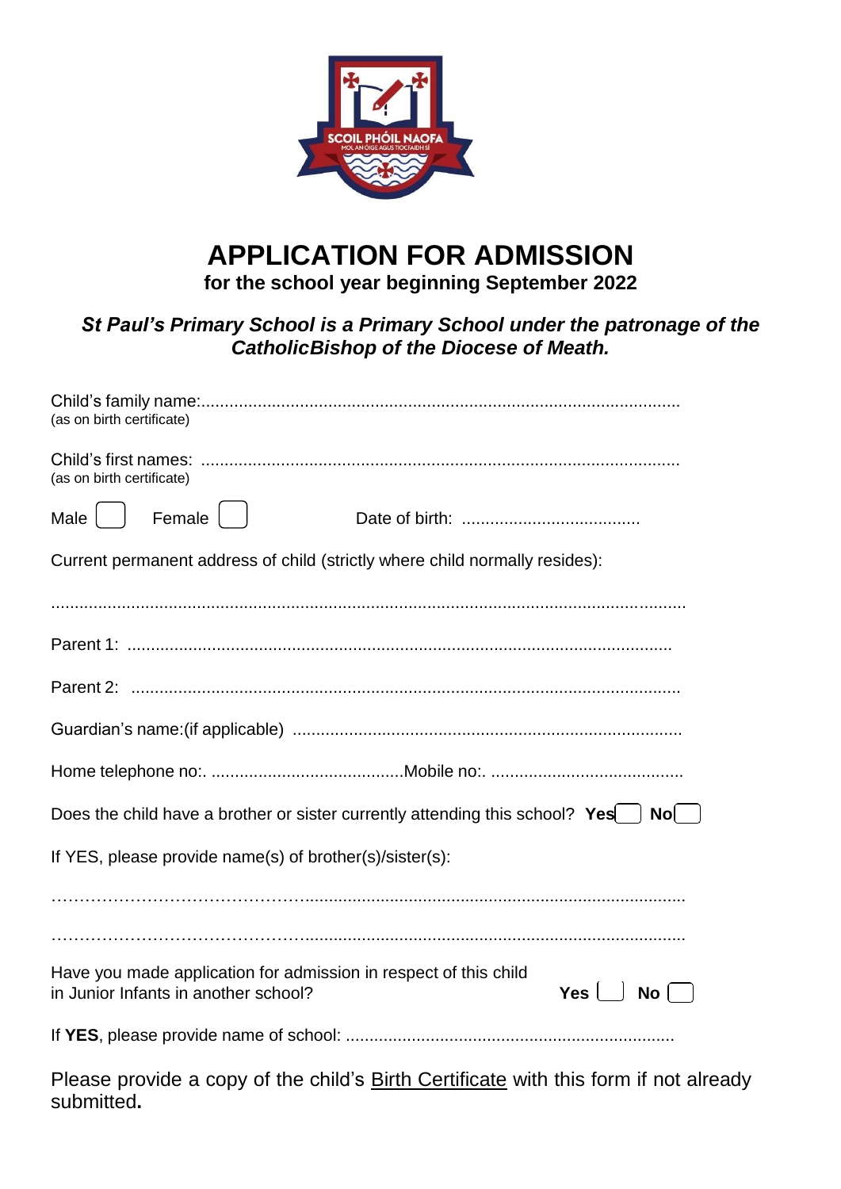# APPLICATION FOR ADMISSION

**for the school year beginning September 2022**

***St Paul's Primary School is a Primary School under the patronage of the CatholicBishop of the Diocese of Meath.***

Child's family name:....................................................................................................
(as on birth certificate)

Child's first names: ....................................................................................................
(as on birth certificate)

Male ☐ Female ☐ Date of birth: .....................................

Current permanent address of child (strictly where child normally resides):

.....................................................................................................................................

Parent 1: ..................................................................................................................

Parent 2: ..................................................................................................................

Guardian's name:(if applicable) ..................................................................................

Home telephone no:. ........................................Mobile no:. ........................................

Does the child have a brother or sister currently attending this school? **Yes** ☐ **No** ☐

If YES, please provide name(s) of brother(s)/sister(s):

…………………………………….................................................................................

…………………………………….................................................................................

Have you made application for admission in respect of this child in Junior Infants in another school? **Yes** ☐ **No** ☐

If **YES**, please provide name of school: .....................................................................

Please provide a copy of the child's Birth Certificate with this form if not already submitted**.**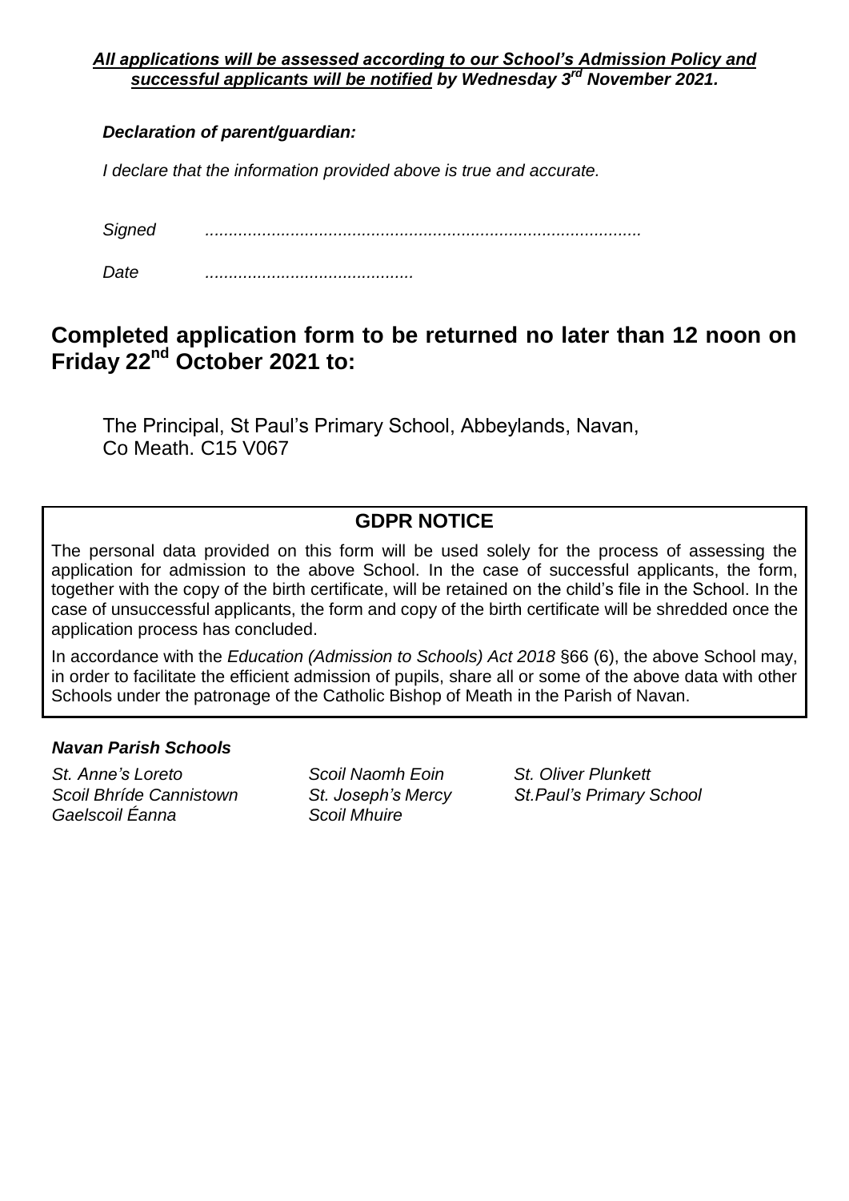***<u>All applications will be assessed according to our School's Admission Policy and successful applicants will be notified</u> by Wednesday 3rd November 2021.***

***Declaration of parent/guardian:***

*I declare that the information provided above is true and accurate.*

*Signed* ..........................................................................................

*Date* ............................................

## Completed application form to be returned no later than 12 noon on Friday 22nd October 2021 to:

The Principal, St Paul's Primary School, Abbeylands, Navan, Co Meath. C15 V067

**GDPR NOTICE**

The personal data provided on this form will be used solely for the process of assessing the application for admission to the above School. In the case of successful applicants, the form, together with the copy of the birth certificate, will be retained on the child's file in the School. In the case of unsuccessful applicants, the form and copy of the birth certificate will be shredded once the application process has concluded.

In accordance with the *Education (Admission to Schools) Act 2018* §66 (6), the above School may, in order to facilitate the efficient admission of pupils, share all or some of the above data with other Schools under the patronage of the Catholic Bishop of Meath in the Parish of Navan.

***Navan Parish Schools***

*St. Anne's Loreto*
*Scoil Bhríde Cannistown*
*Gaelscoil Éanna*
*Scoil Naomh Eoin*
*St. Joseph's Mercy*
*Scoil Mhuire*
*St. Oliver Plunkett*
*St.Paul's Primary School*